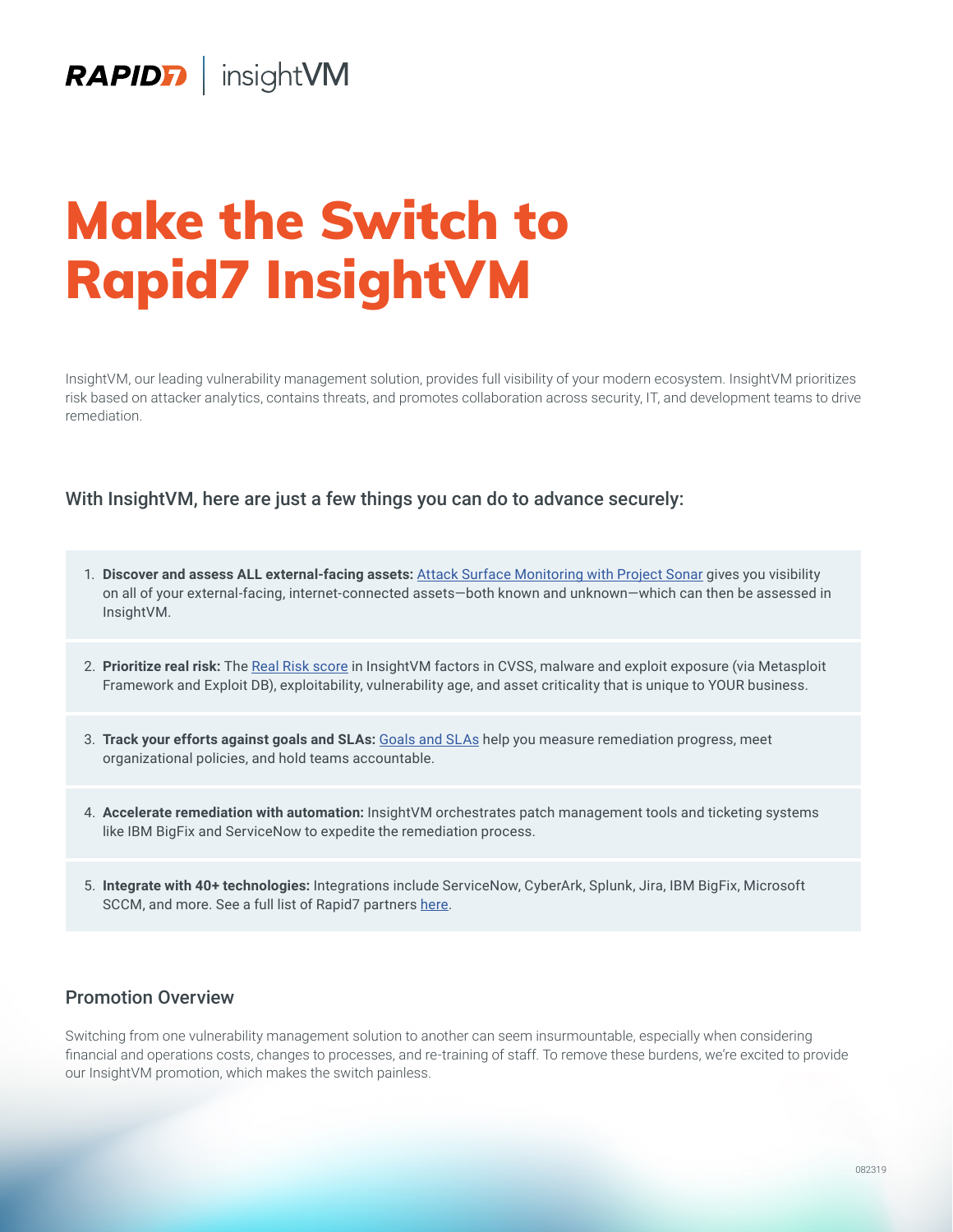RAPID7 | insightVM

# Make the Switch to Rapid7 InsightVM

InsightVM, our leading vulnerability management solution, provides full visibility of your modern ecosystem. InsightVM prioritizes risk based on attacker analytics, contains threats, and promotes collaboration across security, IT, and development teams to drive remediation.

## With InsightVM, here are just a few things you can do to advance securely:

1. **Discover and assess ALL external-facing assets:** Attack Surface Monitoring with Project Sonar gives you visibility on all of your external-facing, internet-connected assets—both known and unknown—which can then be assessed in InsightVM.
2. **Prioritize real risk:** The Real Risk score in InsightVM factors in CVSS, malware and exploit exposure (via Metasploit Framework and Exploit DB), exploitability, vulnerability age, and asset criticality that is unique to YOUR business.
3. **Track your efforts against goals and SLAs:** Goals and SLAs help you measure remediation progress, meet organizational policies, and hold teams accountable.
4. **Accelerate remediation with automation:** InsightVM orchestrates patch management tools and ticketing systems like IBM BigFix and ServiceNow to expedite the remediation process.
5. **Integrate with 40+ technologies:** Integrations include ServiceNow, CyberArk, Splunk, Jira, IBM BigFix, Microsoft SCCM, and more. See a full list of Rapid7 partners here.

## Promotion Overview

Switching from one vulnerability management solution to another can seem insurmountable, especially when considering financial and operations costs, changes to processes, and re-training of staff. To remove these burdens, we're excited to provide our InsightVM promotion, which makes the switch painless.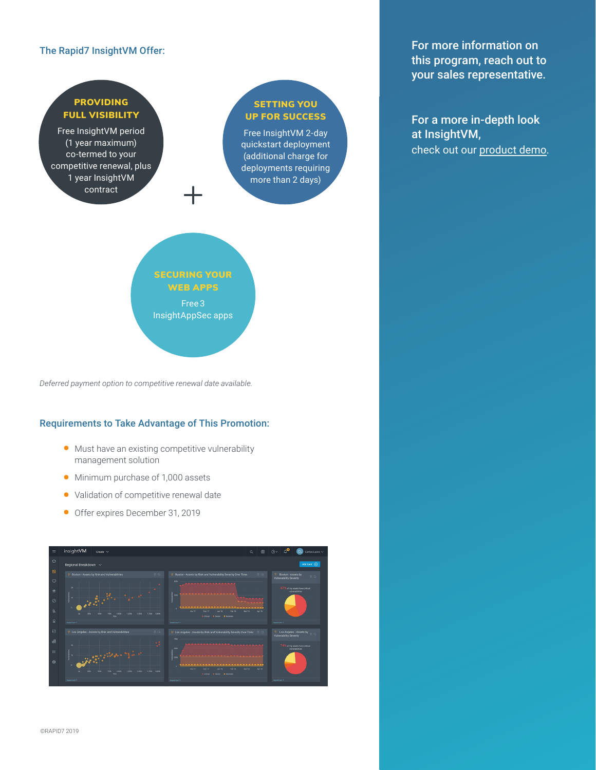## The Rapid7 InsightVM Offer:

**PROVIDING FULL VISIBILITY**

Free InsightVM period (1 year maximum) co-termed to your competitive renewal, plus 1 year InsightVM contract

+

**SETTING YOU UP FOR SUCCESS**

Free InsightVM 2-day quickstart deployment (additional charge for deployments requiring more than 2 days)

**SECURING YOUR WEB APPS**

Free 3 InsightAppSec apps

*Deferred payment option to competitive renewal date available.*

## Requirements to Take Advantage of This Promotion:

- Must have an existing competitive vulnerability management solution
- Minimum purchase of 1,000 assets
- Validation of competitive renewal date
- Offer expires December 31, 2019

©RAPID7 2019

**For more information on this program, reach out to your sales representative.**

**For a more in-depth look at InsightVM,**
check out our product demo.